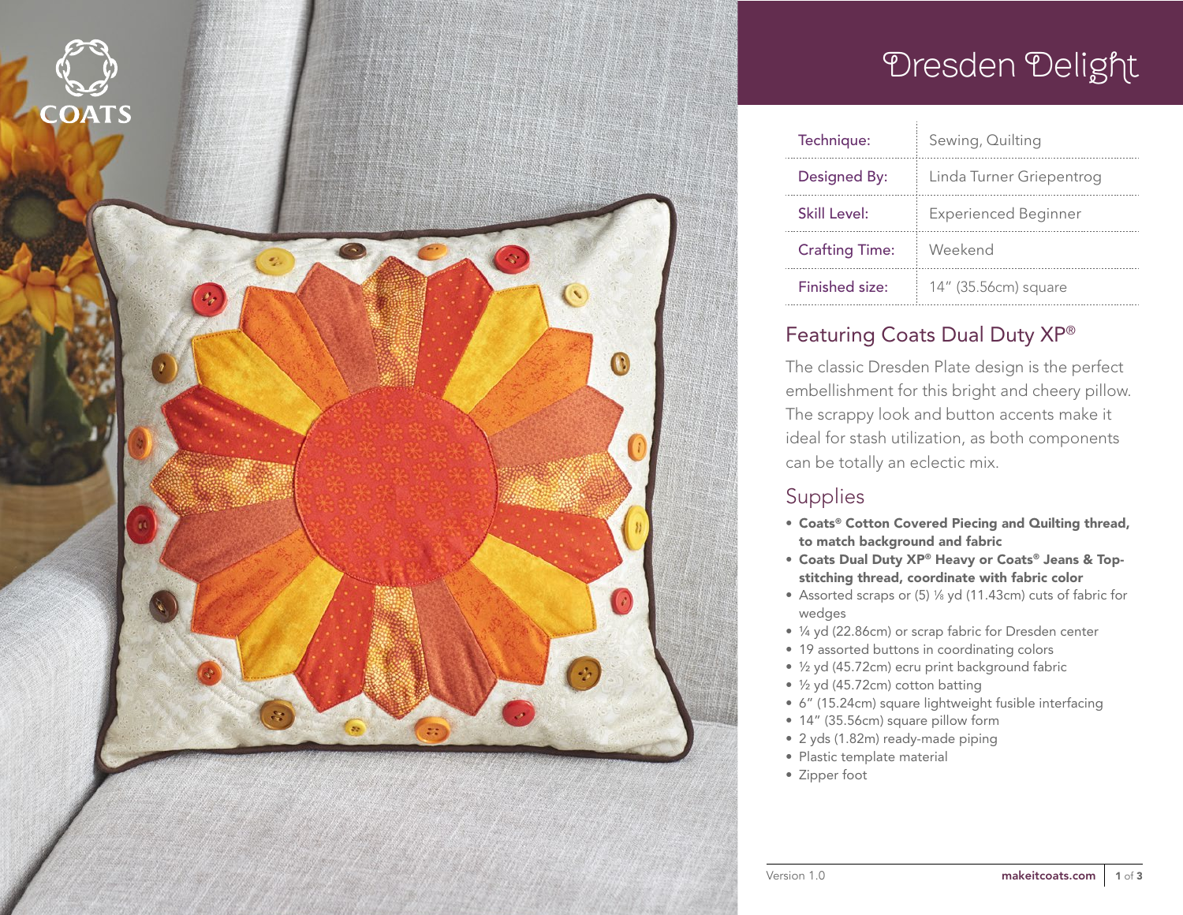# Dresden Delight

| | |
|---|---|
| Technique: | Sewing, Quilting |
| Designed By: | Linda Turner Griepentrog |
| Skill Level: | Experienced Beginner |
| Crafting Time: | Weekend |
| Finished size: | 14" (35.56cm) square |

## Featuring Coats Dual Duty XP®

The classic Dresden Plate design is the perfect embellishment for this bright and cheery pillow. The scrappy look and button accents make it ideal for stash utilization, as both components can be totally an eclectic mix.

## Supplies

- **Coats® Cotton Covered Piecing and Quilting thread, to match background and fabric**
- **Coats Dual Duty XP® Heavy or Coats® Jeans & Topstitching thread, coordinate with fabric color**
- Assorted scraps or (5) ⅛ yd (11.43cm) cuts of fabric for wedges
- ¼ yd (22.86cm) or scrap fabric for Dresden center
- 19 assorted buttons in coordinating colors
- ½ yd (45.72cm) ecru print background fabric
- ½ yd (45.72cm) cotton batting
- 6" (15.24cm) square lightweight fusible interfacing
- 14" (35.56cm) square pillow form
- 2 yds (1.82m) ready-made piping
- Plastic template material
- Zipper foot

Version 1.0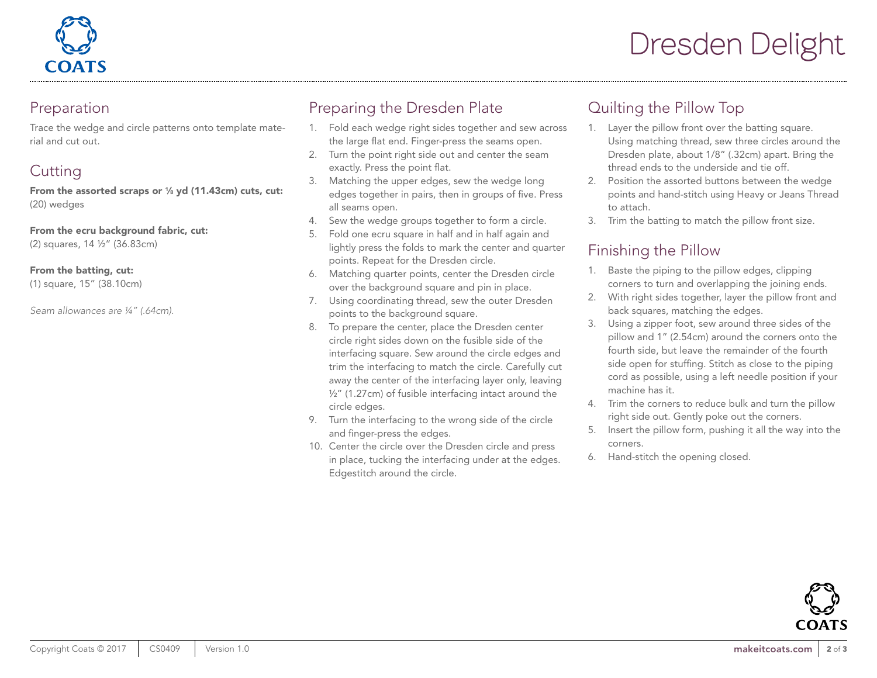# Dresden Delight

## Preparation

Trace the wedge and circle patterns onto template material and cut out.

## Cutting

**From the assorted scraps or ⅛ yd (11.43cm) cuts, cut:**
(20) wedges

**From the ecru background fabric, cut:**
(2) squares, 14 ½" (36.83cm)

**From the batting, cut:**
(1) square, 15" (38.10cm)

*Seam allowances are ¼" (.64cm).*

## Preparing the Dresden Plate

1. Fold each wedge right sides together and sew across the large flat end. Finger-press the seams open.
2. Turn the point right side out and center the seam exactly. Press the point flat.
3. Matching the upper edges, sew the wedge long edges together in pairs, then in groups of five. Press all seams open.
4. Sew the wedge groups together to form a circle.
5. Fold one ecru square in half and in half again and lightly press the folds to mark the center and quarter points. Repeat for the Dresden circle.
6. Matching quarter points, center the Dresden circle over the background square and pin in place.
7. Using coordinating thread, sew the outer Dresden points to the background square.
8. To prepare the center, place the Dresden center circle right sides down on the fusible side of the interfacing square. Sew around the circle edges and trim the interfacing to match the circle. Carefully cut away the center of the interfacing layer only, leaving ½" (1.27cm) of fusible interfacing intact around the circle edges.
9. Turn the interfacing to the wrong side of the circle and finger-press the edges.
10. Center the circle over the Dresden circle and press in place, tucking the interfacing under at the edges. Edgestitch around the circle.

## Quilting the Pillow Top

1. Layer the pillow front over the batting square. Using matching thread, sew three circles around the Dresden plate, about 1/8" (.32cm) apart. Bring the thread ends to the underside and tie off.
2. Position the assorted buttons between the wedge points and hand-stitch using Heavy or Jeans Thread to attach.
3. Trim the batting to match the pillow front size.

## Finishing the Pillow

1. Baste the piping to the pillow edges, clipping corners to turn and overlapping the joining ends.
2. With right sides together, layer the pillow front and back squares, matching the edges.
3. Using a zipper foot, sew around three sides of the pillow and 1" (2.54cm) around the corners onto the fourth side, but leave the remainder of the fourth side open for stuffing. Stitch as close to the piping cord as possible, using a left needle position if your machine has it.
4. Trim the corners to reduce bulk and turn the pillow right side out. Gently poke out the corners.
5. Insert the pillow form, pushing it all the way into the corners.
6. Hand-stitch the opening closed.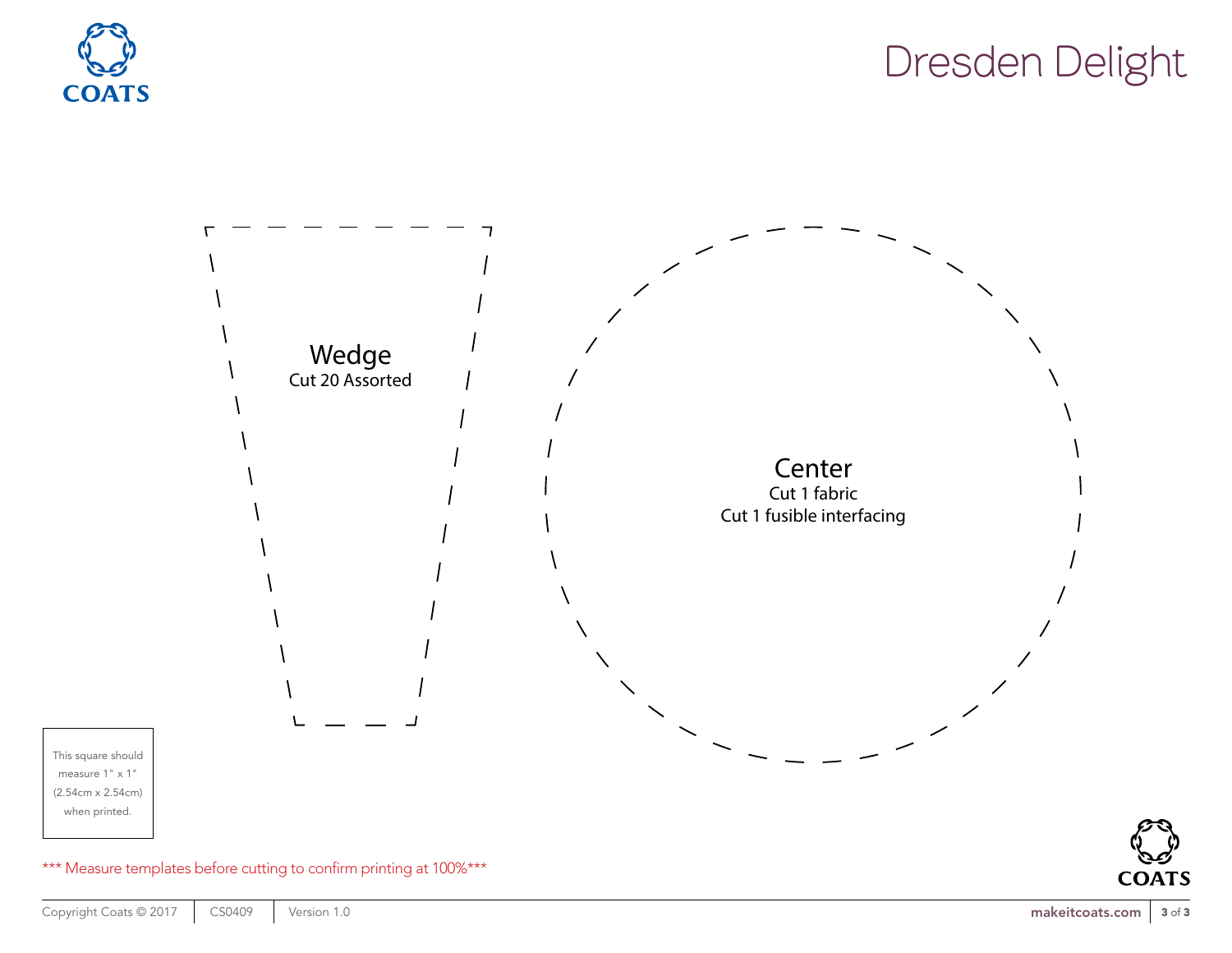Wedge

Cut 20 Assorted

Center

Cut 1 fabric

Cut 1 fusible interfacing

This square should measure 1" x 1" (2.54cm x 2.54cm) when printed.

*** Measure templates before cutting to confirm printing at 100%***